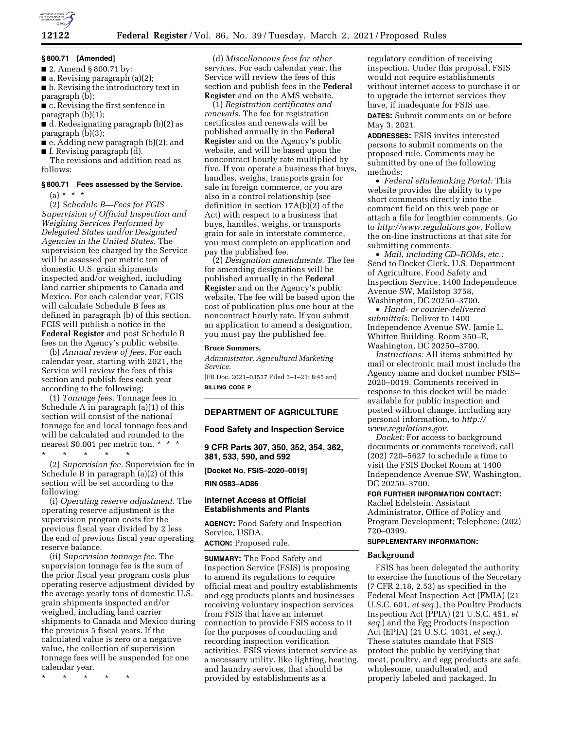**§ 800.71 [Amended]**

■ 2. Amend § 800.71 by:

■ a. Revising paragraph (a)(2);

■ b. Revising the introductory text in paragraph (b);

■ c. Revising the first sentence in paragraph (b)(1);

■ d. Redesignating paragraph (b)(2) as paragraph (b)(3);

■ e. Adding new paragraph (b)(2); and

■ f. Revising paragraph (d).

The revisions and addition read as follows:

**§ 800.71 Fees assessed by the Service.**

(a) * * *

(2) *Schedule B—Fees for FGIS Supervision of Official Inspection and Weighing Services Performed by Delegated States and/or Designated Agencies in the United States.* The supervision fee charged by the Service will be assessed per metric ton of domestic U.S. grain shipments inspected and/or weighed, including land carrier shipments to Canada and Mexico. For each calendar year, FGIS will calculate Schedule B fees as defined in paragraph (b) of this section. FGIS will publish a notice in the **Federal Register** and post Schedule B fees on the Agency's public website.

(b) *Annual review of fees.* For each calendar year, starting with 2021, the Service will review the fees of this section and publish fees each year according to the following:

(1) *Tonnage fees.* Tonnage fees in Schedule A in paragraph (a)(1) of this section will consist of the national tonnage fee and local tonnage fees and will be calculated and rounded to the nearest $0.001 per metric ton. * * *

\* \* \* \* \*

(2) *Supervision fee.* Supervision fee in Schedule B in paragraph (a)(2) of this section will be set according to the following:

(i) *Operating reserve adjustment.* The operating reserve adjustment is the supervision program costs for the previous fiscal year divided by 2 less the end of previous fiscal year operating reserve balance.

(ii) *Supervision tonnage fee.* The supervision tonnage fee is the sum of the prior fiscal year program costs plus operating reserve adjustment divided by the average yearly tons of domestic U.S. grain shipments inspected and/or weighed, including land carrier shipments to Canada and Mexico during the previous 5 fiscal years. If the calculated value is zero or a negative value, the collection of supervision tonnage fees will be suspended for one calendar year.

\* \* \* \* \*

(d) *Miscellaneous fees for other services.* For each calendar year, the Service will review the fees of this section and publish fees in the **Federal Register** and on the AMS website.

(1) *Registration certificates and renewals.* The fee for registration certificates and renewals will be published annually in the **Federal Register** and on the Agency's public website, and will be based upon the noncontract hourly rate multiplied by five. If you operate a business that buys, handles, weighs, transports grain for sale in foreign commerce, or you are also in a control relationship (see definition in section 17A(b)(2) of the Act) with respect to a business that buys, handles, weighs, or transports grain for sale in interstate commerce, you must complete an application and pay the published fee.

(2) *Designation amendments.* The fee for amending designations will be published annually in the **Federal Register** and on the Agency's public website. The fee will be based upon the cost of publication plus one hour at the noncontract hourly rate. If you submit an application to amend a designation, you must pay the published fee.

**Bruce Summers,**

*Administrator, Agricultural Marketing Service.*

[FR Doc. 2021–03537 Filed 3–1–21; 8:45 am]

**BILLING CODE P**

---

## DEPARTMENT OF AGRICULTURE

### Food Safety and Inspection Service

### 9 CFR Parts 307, 350, 352, 354, 362, 381, 533, 590, and 592

**[Docket No. FSIS–2020–0019]**

**RIN 0583–AD86**

### Internet Access at Official Establishments and Plants

**AGENCY:** Food Safety and Inspection Service, USDA.

**ACTION:** Proposed rule.

**SUMMARY:** The Food Safety and Inspection Service (FSIS) is proposing to amend its regulations to require official meat and poultry establishments and egg products plants and businesses receiving voluntary inspection services from FSIS that have an internet connection to provide FSIS access to it for the purposes of conducting and recording inspection verification activities. FSIS views internet service as a necessary utility, like lighting, heating, and laundry services, that should be provided by establishments as a regulatory condition of receiving inspection. Under this proposal, FSIS would not require establishments without internet access to purchase it or to upgrade the internet services they have, if inadequate for FSIS use.

**DATES:** Submit comments on or before May 3, 2021.

**ADDRESSES:** FSIS invites interested persons to submit comments on the proposed rule. Comments may be submitted by one of the following methods:

- *Federal eRulemaking Portal:* This website provides the ability to type short comments directly into the comment field on this web page or attach a file for lengthier comments. Go to *http://www.regulations.gov.* Follow the on-line instructions at that site for submitting comments.
- *Mail, including CD–ROMs, etc.:* Send to Docket Clerk, U.S. Department of Agriculture, Food Safety and Inspection Service, 1400 Independence Avenue SW, Mailstop 3758, Washington, DC 20250–3700.
- *Hand- or courier-delivered submittals:* Deliver to 1400 Independence Avenue SW, Jamie L. Whitten Building, Room 350–E, Washington, DC 20250–3700.

*Instructions:* All items submitted by mail or electronic mail must include the Agency name and docket number FSIS–2020–0019. Comments received in response to this docket will be made available for public inspection and posted without change, including any personal information, to *http://www.regulations.gov.*

*Docket:* For access to background documents or comments received, call (202) 720–5627 to schedule a time to visit the FSIS Docket Room at 1400 Independence Avenue SW, Washington, DC 20250–3700.

**FOR FURTHER INFORMATION CONTACT:** Rachel Edelstein, Assistant Administrator, Office of Policy and Program Development; Telephone: (202) 720–0399.

**SUPPLEMENTARY INFORMATION:**

### Background

FSIS has been delegated the authority to exercise the functions of the Secretary (7 CFR 2.18, 2.53) as specified in the Federal Meat Inspection Act (FMIA) (21 U.S.C. 601, *et seq.*), the Poultry Products Inspection Act (PPIA) (21 U.S.C. 451, *et seq.*) and the Egg Products Inspection Act (EPIA) (21 U.S.C. 1031, *et seq.*). These statutes mandate that FSIS protect the public by verifying that meat, poultry, and egg products are safe, wholesome, unadulterated, and properly labeled and packaged. In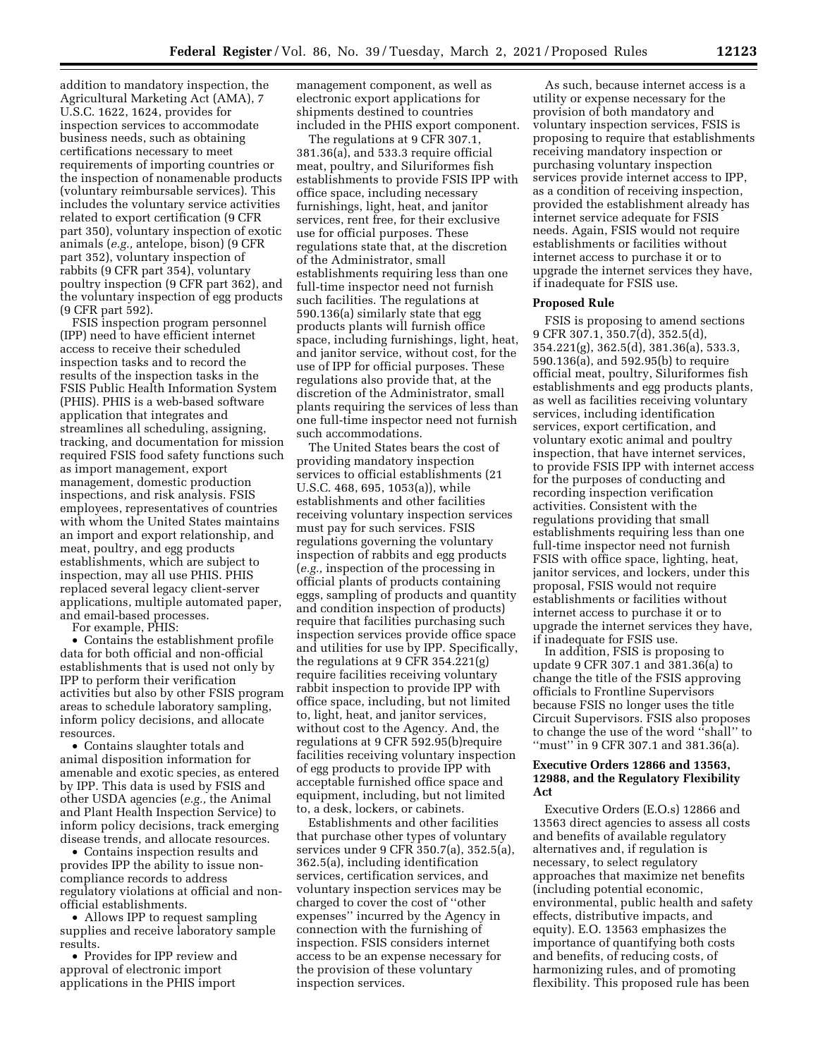addition to mandatory inspection, the Agricultural Marketing Act (AMA), 7 U.S.C. 1622, 1624, provides for inspection services to accommodate business needs, such as obtaining certifications necessary to meet requirements of importing countries or the inspection of nonamenable products (voluntary reimbursable services). This includes the voluntary service activities related to export certification (9 CFR part 350), voluntary inspection of exotic animals (*e.g.,* antelope, bison) (9 CFR part 352), voluntary inspection of rabbits (9 CFR part 354), voluntary poultry inspection (9 CFR part 362), and the voluntary inspection of egg products (9 CFR part 592).

FSIS inspection program personnel (IPP) need to have efficient internet access to receive their scheduled inspection tasks and to record the results of the inspection tasks in the FSIS Public Health Information System (PHIS). PHIS is a web-based software application that integrates and streamlines all scheduling, assigning, tracking, and documentation for mission required FSIS food safety functions such as import management, export management, domestic production inspections, and risk analysis. FSIS employees, representatives of countries with whom the United States maintains an import and export relationship, and meat, poultry, and egg products establishments, which are subject to inspection, may all use PHIS. PHIS replaced several legacy client-server applications, multiple automated paper, and email-based processes.

For example, PHIS:

- Contains the establishment profile data for both official and non-official establishments that is used not only by IPP to perform their verification activities but also by other FSIS program areas to schedule laboratory sampling, inform policy decisions, and allocate resources.
- Contains slaughter totals and animal disposition information for amenable and exotic species, as entered by IPP. This data is used by FSIS and other USDA agencies (*e.g.,* the Animal and Plant Health Inspection Service) to inform policy decisions, track emerging disease trends, and allocate resources.
- Contains inspection results and provides IPP the ability to issue non-compliance records to address regulatory violations at official and non-official establishments.
- Allows IPP to request sampling supplies and receive laboratory sample results.
- Provides for IPP review and approval of electronic import applications in the PHIS import management component, as well as electronic export applications for shipments destined to countries included in the PHIS export component.

The regulations at 9 CFR 307.1, 381.36(a), and 533.3 require official meat, poultry, and Siluriformes fish establishments to provide FSIS IPP with office space, including necessary furnishings, light, heat, and janitor services, rent free, for their exclusive use for official purposes. These regulations state that, at the discretion of the Administrator, small establishments requiring less than one full-time inspector need not furnish such facilities. The regulations at 590.136(a) similarly state that egg products plants will furnish office space, including furnishings, light, heat, and janitor service, without cost, for the use of IPP for official purposes. These regulations also provide that, at the discretion of the Administrator, small plants requiring the services of less than one full-time inspector need not furnish such accommodations.

The United States bears the cost of providing mandatory inspection services to official establishments (21 U.S.C. 468, 695, 1053(a)), while establishments and other facilities receiving voluntary inspection services must pay for such services. FSIS regulations governing the voluntary inspection of rabbits and egg products (*e.g.,* inspection of the processing in official plants of products containing eggs, sampling of products and quantity and condition inspection of products) require that facilities purchasing such inspection services provide office space and utilities for use by IPP. Specifically, the regulations at 9 CFR 354.221(g) require facilities receiving voluntary rabbit inspection to provide IPP with office space, including, but not limited to, light, heat, and janitor services, without cost to the Agency. And, the regulations at 9 CFR 592.95(b)require facilities receiving voluntary inspection of egg products to provide IPP with acceptable furnished office space and equipment, including, but not limited to, a desk, lockers, or cabinets.

Establishments and other facilities that purchase other types of voluntary services under 9 CFR 350.7(a), 352.5(a), 362.5(a), including identification services, certification services, and voluntary inspection services may be charged to cover the cost of ''other expenses'' incurred by the Agency in connection with the furnishing of inspection. FSIS considers internet access to be an expense necessary for the provision of these voluntary inspection services.

As such, because internet access is a utility or expense necessary for the provision of both mandatory and voluntary inspection services, FSIS is proposing to require that establishments receiving mandatory inspection or purchasing voluntary inspection services provide internet access to IPP, as a condition of receiving inspection, provided the establishment already has internet service adequate for FSIS needs. Again, FSIS would not require establishments or facilities without internet access to purchase it or to upgrade the internet services they have, if inadequate for FSIS use.

## Proposed Rule

FSIS is proposing to amend sections 9 CFR 307.1, 350.7(d), 352.5(d), 354.221(g), 362.5(d), 381.36(a), 533.3, 590.136(a), and 592.95(b) to require official meat, poultry, Siluriformes fish establishments and egg products plants, as well as facilities receiving voluntary services, including identification services, export certification, and voluntary exotic animal and poultry inspection, that have internet services, to provide FSIS IPP with internet access for the purposes of conducting and recording inspection verification activities. Consistent with the regulations providing that small establishments requiring less than one full-time inspector need not furnish FSIS with office space, lighting, heat, janitor services, and lockers, under this proposal, FSIS would not require establishments or facilities without internet access to purchase it or to upgrade the internet services they have, if inadequate for FSIS use.

In addition, FSIS is proposing to update 9 CFR 307.1 and 381.36(a) to change the title of the FSIS approving officials to Frontline Supervisors because FSIS no longer uses the title Circuit Supervisors. FSIS also proposes to change the use of the word ''shall'' to ''must'' in 9 CFR 307.1 and 381.36(a).

## Executive Orders 12866 and 13563, 12988, and the Regulatory Flexibility Act

Executive Orders (E.O.s) 12866 and 13563 direct agencies to assess all costs and benefits of available regulatory alternatives and, if regulation is necessary, to select regulatory approaches that maximize net benefits (including potential economic, environmental, public health and safety effects, distributive impacts, and equity). E.O. 13563 emphasizes the importance of quantifying both costs and benefits, of reducing costs, of harmonizing rules, and of promoting flexibility. This proposed rule has been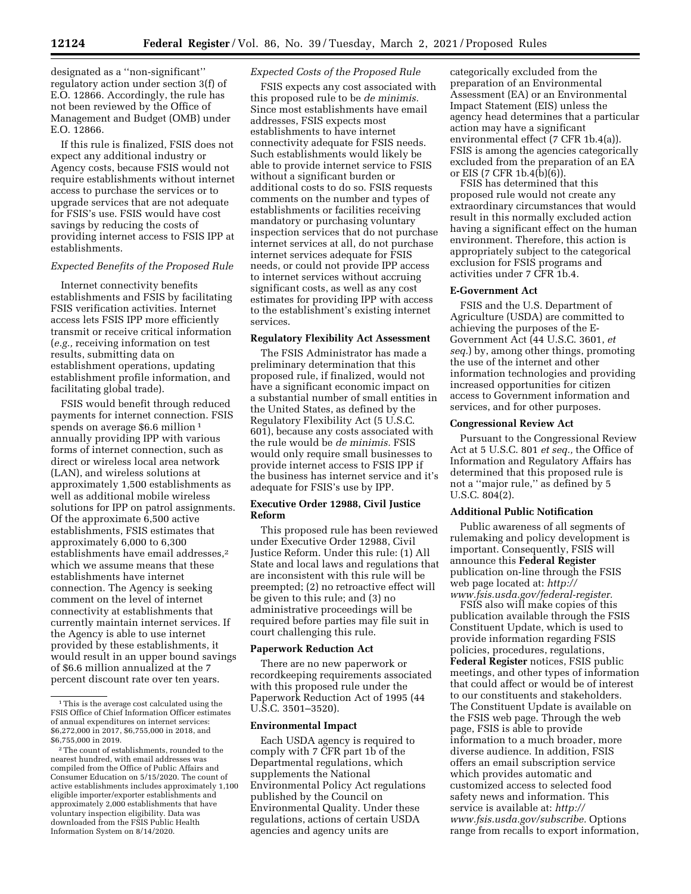designated as a ''non-significant'' regulatory action under section 3(f) of E.O. 12866. Accordingly, the rule has not been reviewed by the Office of Management and Budget (OMB) under E.O. 12866.

If this rule is finalized, FSIS does not expect any additional industry or Agency costs, because FSIS would not require establishments without internet access to purchase the services or to upgrade services that are not adequate for FSIS's use. FSIS would have cost savings by reducing the costs of providing internet access to FSIS IPP at establishments.

*Expected Benefits of the Proposed Rule*

Internet connectivity benefits establishments and FSIS by facilitating FSIS verification activities. Internet access lets FSIS IPP more efficiently transmit or receive critical information (*e.g.,* receiving information on test results, submitting data on establishment operations, updating establishment profile information, and facilitating global trade).

FSIS would benefit through reduced payments for internet connection. FSIS spends on average $6.6 million [1] annually providing IPP with various forms of internet connection, such as direct or wireless local area network (LAN), and wireless solutions at approximately 1,500 establishments as well as additional mobile wireless solutions for IPP on patrol assignments. Of the approximate 6,500 active establishments, FSIS estimates that approximately 6,000 to 6,300 establishments have email addresses,[2] which we assume means that these establishments have internet connection. The Agency is seeking comment on the level of internet connectivity at establishments that currently maintain internet services. If the Agency is able to use internet provided by these establishments, it would result in an upper bound savings of $6.6 million annualized at the 7 percent discount rate over ten years.

*Expected Costs of the Proposed Rule*

FSIS expects any cost associated with this proposed rule to be *de minimis.* Since most establishments have email addresses, FSIS expects most establishments to have internet connectivity adequate for FSIS needs. Such establishments would likely be able to provide internet service to FSIS without a significant burden or additional costs to do so. FSIS requests comments on the number and types of establishments or facilities receiving mandatory or purchasing voluntary inspection services that do not purchase internet services at all, do not purchase internet services adequate for FSIS needs, or could not provide IPP access to internet services without accruing significant costs, as well as any cost estimates for providing IPP with access to the establishment's existing internet services.

## Regulatory Flexibility Act Assessment

The FSIS Administrator has made a preliminary determination that this proposed rule, if finalized, would not have a significant economic impact on a substantial number of small entities in the United States, as defined by the Regulatory Flexibility Act (5 U.S.C. 601), because any costs associated with the rule would be *de minimis.* FSIS would only require small businesses to provide internet access to FSIS IPP if the business has internet service and it's adequate for FSIS's use by IPP.

## Executive Order 12988, Civil Justice Reform

This proposed rule has been reviewed under Executive Order 12988, Civil Justice Reform. Under this rule: (1) All State and local laws and regulations that are inconsistent with this rule will be preempted; (2) no retroactive effect will be given to this rule; and (3) no administrative proceedings will be required before parties may file suit in court challenging this rule.

## Paperwork Reduction Act

There are no new paperwork or recordkeeping requirements associated with this proposed rule under the Paperwork Reduction Act of 1995 (44 U.S.C. 3501–3520).

## Environmental Impact

Each USDA agency is required to comply with 7 CFR part 1b of the Departmental regulations, which supplements the National Environmental Policy Act regulations published by the Council on Environmental Quality. Under these regulations, actions of certain USDA agencies and agency units are categorically excluded from the preparation of an Environmental Assessment (EA) or an Environmental Impact Statement (EIS) unless the agency head determines that a particular action may have a significant environmental effect (7 CFR 1b.4(a)). FSIS is among the agencies categorically excluded from the preparation of an EA or EIS (7 CFR 1b.4(b)(6)).

FSIS has determined that this proposed rule would not create any extraordinary circumstances that would result in this normally excluded action having a significant effect on the human environment. Therefore, this action is appropriately subject to the categorical exclusion for FSIS programs and activities under 7 CFR 1b.4.

## E-Government Act

FSIS and the U.S. Department of Agriculture (USDA) are committed to achieving the purposes of the E-Government Act (44 U.S.C. 3601, *et seq.*) by, among other things, promoting the use of the internet and other information technologies and providing increased opportunities for citizen access to Government information and services, and for other purposes.

## Congressional Review Act

Pursuant to the Congressional Review Act at 5 U.S.C. 801 *et seq.,* the Office of Information and Regulatory Affairs has determined that this proposed rule is not a ''major rule,'' as defined by 5 U.S.C. 804(2).

## Additional Public Notification

Public awareness of all segments of rulemaking and policy development is important. Consequently, FSIS will announce this **Federal Register** publication on-line through the FSIS web page located at: *http://www.fsis.usda.gov/federal-register.*

FSIS also will make copies of this publication available through the FSIS Constituent Update, which is used to provide information regarding FSIS policies, procedures, regulations, **Federal Register** notices, FSIS public meetings, and other types of information that could affect or would be of interest to our constituents and stakeholders. The Constituent Update is available on the FSIS web page. Through the web page, FSIS is able to provide information to a much broader, more diverse audience. In addition, FSIS offers an email subscription service which provides automatic and customized access to selected food safety news and information. This service is available at: *http://www.fsis.usda.gov/subscribe.* Options range from recalls to export information,

---

[1] This is the average cost calculated using the FSIS Office of Chief Information Officer estimates of annual expenditures on internet services: $6,272,000 in 2017, $6,755,000 in 2018, and $6,755,000 in 2019.

[2] The count of establishments, rounded to the nearest hundred, with email addresses was compiled from the Office of Public Affairs and Consumer Education on 5/15/2020. The count of active establishments includes approximately 1,100 eligible importer/exporter establishments and approximately 2,000 establishments that have voluntary inspection eligibility. Data was downloaded from the FSIS Public Health Information System on 8/14/2020.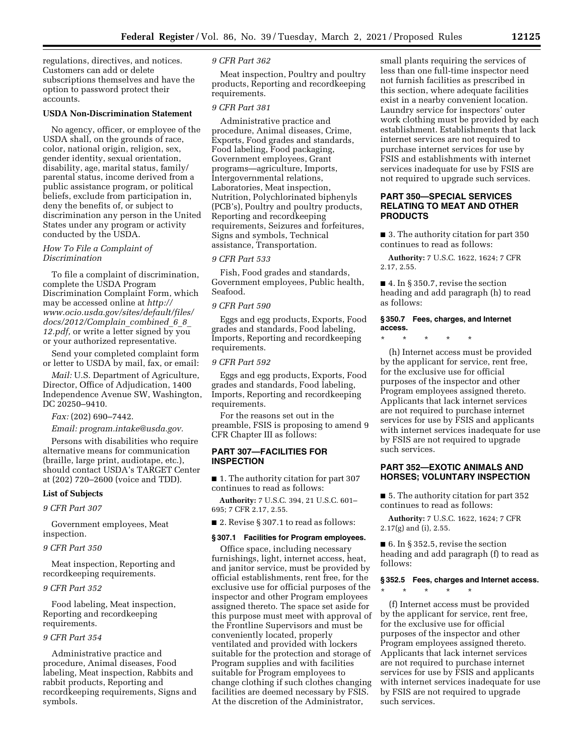regulations, directives, and notices. Customers can add or delete subscriptions themselves and have the option to password protect their accounts.

**USDA Non-Discrimination Statement**

No agency, officer, or employee of the USDA shall, on the grounds of race, color, national origin, religion, sex, gender identity, sexual orientation, disability, age, marital status, family/parental status, income derived from a public assistance program, or political beliefs, exclude from participation in, deny the benefits of, or subject to discrimination any person in the United States under any program or activity conducted by the USDA.

*How To File a Complaint of Discrimination*

To file a complaint of discrimination, complete the USDA Program Discrimination Complaint Form, which may be accessed online at *http://www.ocio.usda.gov/sites/default/files/docs/2012/Complain_combined_6_8_12.pdf,* or write a letter signed by you or your authorized representative.

Send your completed complaint form or letter to USDA by mail, fax, or email:

*Mail:* U.S. Department of Agriculture, Director, Office of Adjudication, 1400 Independence Avenue SW, Washington, DC 20250–9410.

*Fax:* (202) 690–7442.

*Email: program.intake@usda.gov.*

Persons with disabilities who require alternative means for communication (braille, large print, audiotape, etc.), should contact USDA's TARGET Center at (202) 720–2600 (voice and TDD).

**List of Subjects**

*9 CFR Part 307*

Government employees, Meat inspection.

*9 CFR Part 350*

Meat inspection, Reporting and recordkeeping requirements.

*9 CFR Part 352*

Food labeling, Meat inspection, Reporting and recordkeeping requirements.

*9 CFR Part 354*

Administrative practice and procedure, Animal diseases, Food labeling, Meat inspection, Rabbits and rabbit products, Reporting and recordkeeping requirements, Signs and symbols.

*9 CFR Part 362*

Meat inspection, Poultry and poultry products, Reporting and recordkeeping requirements.

*9 CFR Part 381*

Administrative practice and procedure, Animal diseases, Crime, Exports, Food grades and standards, Food labeling, Food packaging, Government employees, Grant programs—agriculture, Imports, Intergovernmental relations, Laboratories, Meat inspection, Nutrition, Polychlorinated biphenyls (PCB's), Poultry and poultry products, Reporting and recordkeeping requirements, Seizures and forfeitures, Signs and symbols, Technical assistance, Transportation.

*9 CFR Part 533*

Fish, Food grades and standards, Government employees, Public health, Seafood.

*9 CFR Part 590*

Eggs and egg products, Exports, Food grades and standards, Food labeling, Imports, Reporting and recordkeeping requirements.

*9 CFR Part 592*

Eggs and egg products, Exports, Food grades and standards, Food labeling, Imports, Reporting and recordkeeping requirements.

For the reasons set out in the preamble, FSIS is proposing to amend 9 CFR Chapter III as follows:

## PART 307—FACILITIES FOR INSPECTION

■ 1. The authority citation for part 307 continues to read as follows:

**Authority:** 7 U.S.C. 394, 21 U.S.C. 601–695; 7 CFR 2.17, 2.55.

■ 2. Revise § 307.1 to read as follows:

**§ 307.1 Facilities for Program employees.**

Office space, including necessary furnishings, light, internet access, heat, and janitor service, must be provided by official establishments, rent free, for the exclusive use for official purposes of the inspector and other Program employees assigned thereto. The space set aside for this purpose must meet with approval of the Frontline Supervisors and must be conveniently located, properly ventilated and provided with lockers suitable for the protection and storage of Program supplies and with facilities suitable for Program employees to change clothing if such clothes changing facilities are deemed necessary by FSIS. At the discretion of the Administrator, small plants requiring the services of less than one full-time inspector need not furnish facilities as prescribed in this section, where adequate facilities exist in a nearby convenient location. Laundry service for inspectors' outer work clothing must be provided by each establishment. Establishments that lack internet services are not required to purchase internet services for use by FSIS and establishments with internet services inadequate for use by FSIS are not required to upgrade such services.

## PART 350—SPECIAL SERVICES RELATING TO MEAT AND OTHER PRODUCTS

■ 3. The authority citation for part 350 continues to read as follows:

**Authority:** 7 U.S.C. 1622, 1624; 7 CFR 2.17, 2.55.

■ 4. In § 350.7, revise the section heading and add paragraph (h) to read as follows:

**§ 350.7 Fees, charges, and Internet access.**

\* \* \* \* \*

(h) Internet access must be provided by the applicant for service, rent free, for the exclusive use for official purposes of the inspector and other Program employees assigned thereto. Applicants that lack internet services are not required to purchase internet services for use by FSIS and applicants with internet services inadequate for use by FSIS are not required to upgrade such services.

## PART 352—EXOTIC ANIMALS AND HORSES; VOLUNTARY INSPECTION

■ 5. The authority citation for part 352 continues to read as follows:

**Authority:** 7 U.S.C. 1622, 1624; 7 CFR 2.17(g) and (i), 2.55.

■ 6. In § 352.5, revise the section heading and add paragraph (f) to read as follows:

**§ 352.5 Fees, charges and Internet access.**

\* \* \* \* \*

(f) Internet access must be provided by the applicant for service, rent free, for the exclusive use for official purposes of the inspector and other Program employees assigned thereto. Applicants that lack internet services are not required to purchase internet services for use by FSIS and applicants with internet services inadequate for use by FSIS are not required to upgrade such services.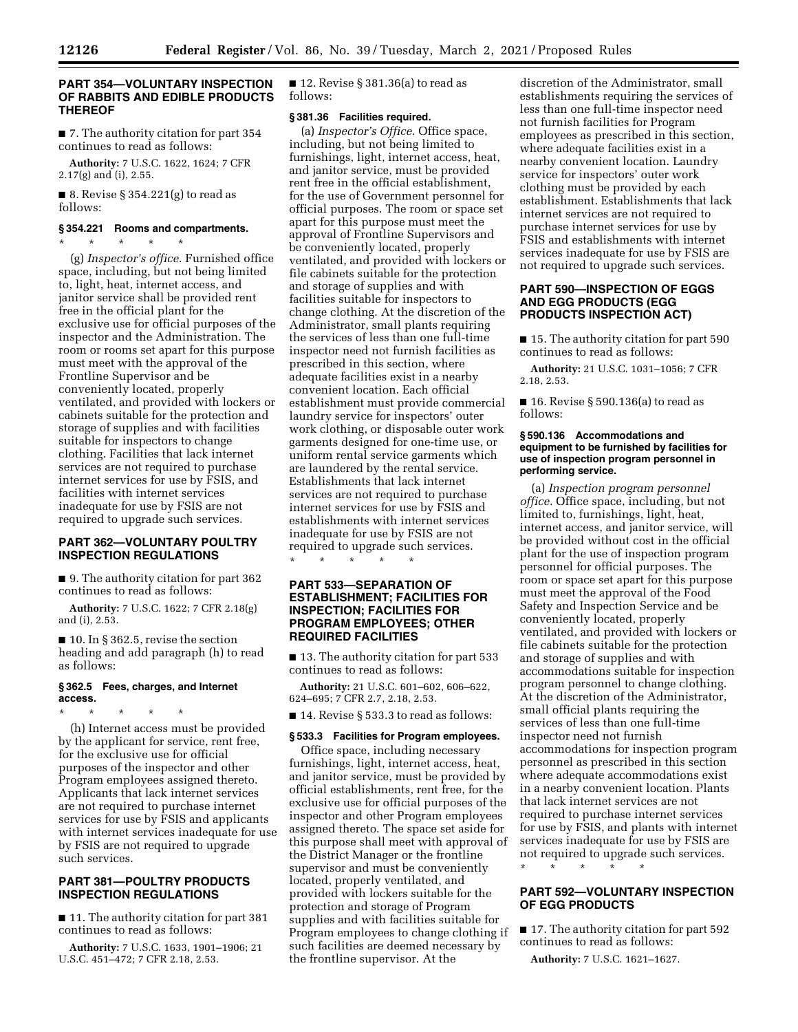## PART 354—VOLUNTARY INSPECTION OF RABBITS AND EDIBLE PRODUCTS THEREOF

■ 7. The authority citation for part 354 continues to read as follows:

**Authority:** 7 U.S.C. 1622, 1624; 7 CFR 2.17(g) and (i), 2.55.

■ 8. Revise § 354.221(g) to read as follows:

### § 354.221 Rooms and compartments.

\* \* \* \* \*

(g) *Inspector's office.* Furnished office space, including, but not being limited to, light, heat, internet access, and janitor service shall be provided rent free in the official plant for the exclusive use for official purposes of the inspector and the Administration. The room or rooms set apart for this purpose must meet with the approval of the Frontline Supervisor and be conveniently located, properly ventilated, and provided with lockers or cabinets suitable for the protection and storage of supplies and with facilities suitable for inspectors to change clothing. Facilities that lack internet services are not required to purchase internet services for use by FSIS, and facilities with internet services inadequate for use by FSIS are not required to upgrade such services.

## PART 362—VOLUNTARY POULTRY INSPECTION REGULATIONS

■ 9. The authority citation for part 362 continues to read as follows:

**Authority:** 7 U.S.C. 1622; 7 CFR 2.18(g) and (i), 2.53.

■ 10. In § 362.5, revise the section heading and add paragraph (h) to read as follows:

### § 362.5 Fees, charges, and Internet access.

\* \* \* \* \*

(h) Internet access must be provided by the applicant for service, rent free, for the exclusive use for official purposes of the inspector and other Program employees assigned thereto. Applicants that lack internet services are not required to purchase internet services for use by FSIS and applicants with internet services inadequate for use by FSIS are not required to upgrade such services.

## PART 381—POULTRY PRODUCTS INSPECTION REGULATIONS

■ 11. The authority citation for part 381 continues to read as follows:

**Authority:** 7 U.S.C. 1633, 1901–1906; 21 U.S.C. 451–472; 7 CFR 2.18, 2.53.

■ 12. Revise § 381.36(a) to read as follows:

### § 381.36 Facilities required.

(a) *Inspector's Office.* Office space, including, but not being limited to furnishings, light, internet access, heat, and janitor service, must be provided rent free in the official establishment, for the use of Government personnel for official purposes. The room or space set apart for this purpose must meet the approval of Frontline Supervisors and be conveniently located, properly ventilated, and provided with lockers or file cabinets suitable for the protection and storage of supplies and with facilities suitable for inspectors to change clothing. At the discretion of the Administrator, small plants requiring the services of less than one full-time inspector need not furnish facilities as prescribed in this section, where adequate facilities exist in a nearby convenient location. Each official establishment must provide commercial laundry service for inspectors' outer work clothing, or disposable outer work garments designed for one-time use, or uniform rental service garments which are laundered by the rental service. Establishments that lack internet services are not required to purchase internet services for use by FSIS and establishments with internet services inadequate for use by FSIS are not required to upgrade such services.

\* \* \* \* \*

## PART 533—SEPARATION OF ESTABLISHMENT; FACILITIES FOR INSPECTION; FACILITIES FOR PROGRAM EMPLOYEES; OTHER REQUIRED FACILITIES

■ 13. The authority citation for part 533 continues to read as follows:

**Authority:** 21 U.S.C. 601–602, 606–622, 624–695; 7 CFR 2.7, 2.18, 2.53.

■ 14. Revise § 533.3 to read as follows:

### § 533.3 Facilities for Program employees.

Office space, including necessary furnishings, light, internet access, heat, and janitor service, must be provided by official establishments, rent free, for the exclusive use for official purposes of the inspector and other Program employees assigned thereto. The space set aside for this purpose shall meet with approval of the District Manager or the frontline supervisor and must be conveniently located, properly ventilated, and provided with lockers suitable for the protection and storage of Program supplies and with facilities suitable for Program employees to change clothing if such facilities are deemed necessary by the frontline supervisor. At the discretion of the Administrator, small establishments requiring the services of less than one full-time inspector need not furnish facilities for Program employees as prescribed in this section, where adequate facilities exist in a nearby convenient location. Laundry service for inspectors' outer work clothing must be provided by each establishment. Establishments that lack internet services are not required to purchase internet services for use by FSIS and establishments with internet services inadequate for use by FSIS are not required to upgrade such services.

## PART 590—INSPECTION OF EGGS AND EGG PRODUCTS (EGG PRODUCTS INSPECTION ACT)

■ 15. The authority citation for part 590 continues to read as follows:

**Authority:** 21 U.S.C. 1031–1056; 7 CFR 2.18, 2.53.

■ 16. Revise § 590.136(a) to read as follows:

### § 590.136 Accommodations and equipment to be furnished by facilities for use of inspection program personnel in performing service.

(a) *Inspection program personnel office.* Office space, including, but not limited to, furnishings, light, heat, internet access, and janitor service, will be provided without cost in the official plant for the use of inspection program personnel for official purposes. The room or space set apart for this purpose must meet the approval of the Food Safety and Inspection Service and be conveniently located, properly ventilated, and provided with lockers or file cabinets suitable for the protection and storage of supplies and with accommodations suitable for inspection program personnel to change clothing. At the discretion of the Administrator, small official plants requiring the services of less than one full-time inspector need not furnish accommodations for inspection program personnel as prescribed in this section where adequate accommodations exist in a nearby convenient location. Plants that lack internet services are not required to purchase internet services for use by FSIS, and plants with internet services inadequate for use by FSIS are not required to upgrade such services.

\* \* \* \* \*

## PART 592—VOLUNTARY INSPECTION OF EGG PRODUCTS

■ 17. The authority citation for part 592 continues to read as follows:

**Authority:** 7 U.S.C. 1621–1627.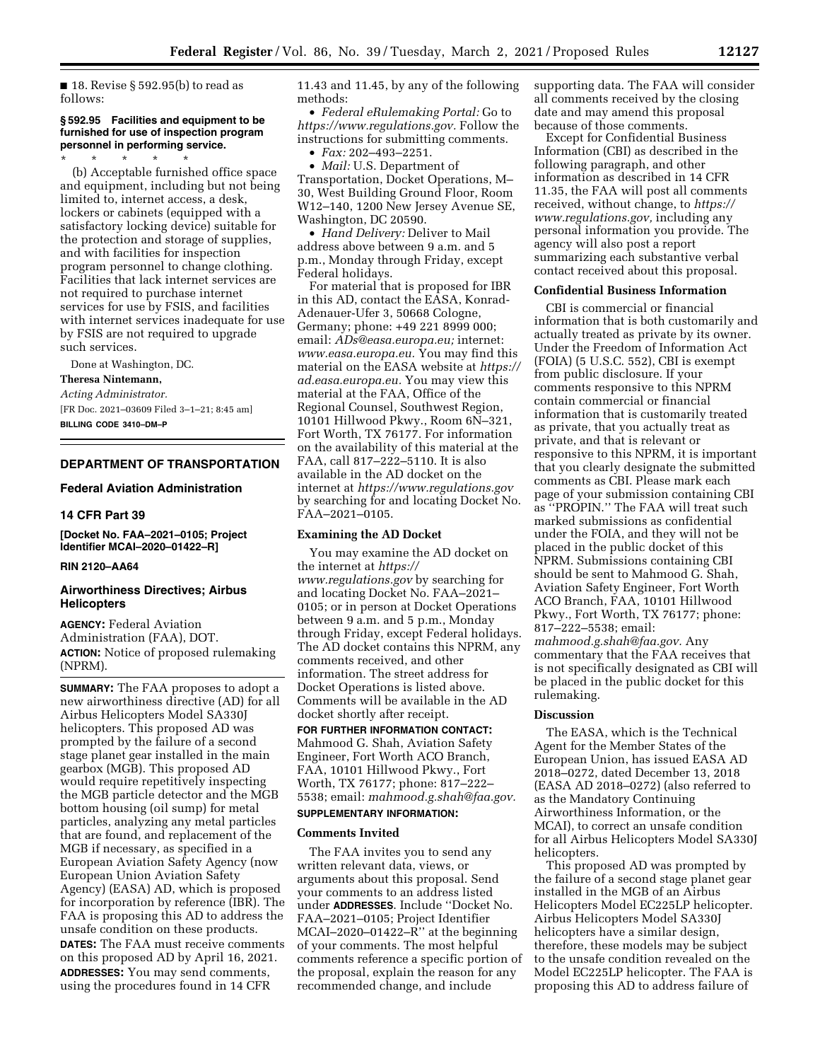■ 18. Revise § 592.95(b) to read as follows:

**§ 592.95 Facilities and equipment to be furnished for use of inspection program personnel in performing service.**

\* \* \* \* \*

(b) Acceptable furnished office space and equipment, including but not being limited to, internet access, a desk, lockers or cabinets (equipped with a satisfactory locking device) suitable for the protection and storage of supplies, and with facilities for inspection program personnel to change clothing. Facilities that lack internet services are not required to purchase internet services for use by FSIS, and facilities with internet services inadequate for use by FSIS are not required to upgrade such services.

Done at Washington, DC.

**Theresa Nintemann,**

*Acting Administrator.*

[FR Doc. 2021–03609 Filed 3–1–21; 8:45 am]

**BILLING CODE 3410–DM–P**

## DEPARTMENT OF TRANSPORTATION

### Federal Aviation Administration

### 14 CFR Part 39

**[Docket No. FAA–2021–0105; Project Identifier MCAI–2020–01422–R]**

**RIN 2120–AA64**

### Airworthiness Directives; Airbus Helicopters

**AGENCY:** Federal Aviation Administration (FAA), DOT.

**ACTION:** Notice of proposed rulemaking (NPRM).

**SUMMARY:** The FAA proposes to adopt a new airworthiness directive (AD) for all Airbus Helicopters Model SA330J helicopters. This proposed AD was prompted by the failure of a second stage planet gear installed in the main gearbox (MGB). This proposed AD would require repetitively inspecting the MGB particle detector and the MGB bottom housing (oil sump) for metal particles, analyzing any metal particles that are found, and replacement of the MGB if necessary, as specified in a European Aviation Safety Agency (now European Union Aviation Safety Agency) (EASA) AD, which is proposed for incorporation by reference (IBR). The FAA is proposing this AD to address the unsafe condition on these products.

**DATES:** The FAA must receive comments on this proposed AD by April 16, 2021.

**ADDRESSES:** You may send comments, using the procedures found in 14 CFR 11.43 and 11.45, by any of the following methods:

- *Federal eRulemaking Portal:* Go to *https://www.regulations.gov.* Follow the instructions for submitting comments.
- *Fax:* 202–493–2251.
- *Mail:* U.S. Department of Transportation, Docket Operations, M–30, West Building Ground Floor, Room W12–140, 1200 New Jersey Avenue SE, Washington, DC 20590.
- *Hand Delivery:* Deliver to Mail address above between 9 a.m. and 5 p.m., Monday through Friday, except Federal holidays.

For material that is proposed for IBR in this AD, contact the EASA, Konrad-Adenauer-Ufer 3, 50668 Cologne, Germany; phone: +49 221 8999 000; email: *ADs@easa.europa.eu;* internet: *www.easa.europa.eu.* You may find this material on the EASA website at *https://ad.easa.europa.eu.* You may view this material at the FAA, Office of the Regional Counsel, Southwest Region, 10101 Hillwood Pkwy., Room 6N–321, Fort Worth, TX 76177. For information on the availability of this material at the FAA, call 817–222–5110. It is also available in the AD docket on the internet at *https://www.regulations.gov* by searching for and locating Docket No. FAA–2021–0105.

#### Examining the AD Docket

You may examine the AD docket on the internet at *https://www.regulations.gov* by searching for and locating Docket No. FAA–2021–0105; or in person at Docket Operations between 9 a.m. and 5 p.m., Monday through Friday, except Federal holidays. The AD docket contains this NPRM, any comments received, and other information. The street address for Docket Operations is listed above. Comments will be available in the AD docket shortly after receipt.

**FOR FURTHER INFORMATION CONTACT:** Mahmood G. Shah, Aviation Safety Engineer, Fort Worth ACO Branch, FAA, 10101 Hillwood Pkwy., Fort Worth, TX 76177; phone: 817–222–5538; email: *mahmood.g.shah@faa.gov.*

**SUPPLEMENTARY INFORMATION:**

#### Comments Invited

The FAA invites you to send any written relevant data, views, or arguments about this proposal. Send your comments to an address listed under **ADDRESSES**. Include "Docket No. FAA–2021–0105; Project Identifier MCAI–2020–01422–R" at the beginning of your comments. The most helpful comments reference a specific portion of the proposal, explain the reason for any recommended change, and include supporting data. The FAA will consider all comments received by the closing date and may amend this proposal because of those comments.

Except for Confidential Business Information (CBI) as described in the following paragraph, and other information as described in 14 CFR 11.35, the FAA will post all comments received, without change, to *https://www.regulations.gov,* including any personal information you provide. The agency will also post a report summarizing each substantive verbal contact received about this proposal.

#### Confidential Business Information

CBI is commercial or financial information that is both customarily and actually treated as private by its owner. Under the Freedom of Information Act (FOIA) (5 U.S.C. 552), CBI is exempt from public disclosure. If your comments responsive to this NPRM contain commercial or financial information that is customarily treated as private, that you actually treat as private, and that is relevant or responsive to this NPRM, it is important that you clearly designate the submitted comments as CBI. Please mark each page of your submission containing CBI as "PROPIN." The FAA will treat such marked submissions as confidential under the FOIA, and they will not be placed in the public docket of this NPRM. Submissions containing CBI should be sent to Mahmood G. Shah, Aviation Safety Engineer, Fort Worth ACO Branch, FAA, 10101 Hillwood Pkwy., Fort Worth, TX 76177; phone: 817–222–5538; email: *mahmood.g.shah@faa.gov.* Any commentary that the FAA receives that is not specifically designated as CBI will be placed in the public docket for this rulemaking.

#### Discussion

The EASA, which is the Technical Agent for the Member States of the European Union, has issued EASA AD 2018–0272, dated December 13, 2018 (EASA AD 2018–0272) (also referred to as the Mandatory Continuing Airworthiness Information, or the MCAI), to correct an unsafe condition for all Airbus Helicopters Model SA330J helicopters.

This proposed AD was prompted by the failure of a second stage planet gear installed in the MGB of an Airbus Helicopters Model EC225LP helicopter. Airbus Helicopters Model SA330J helicopters have a similar design, therefore, these models may be subject to the unsafe condition revealed on the Model EC225LP helicopter. The FAA is proposing this AD to address failure of